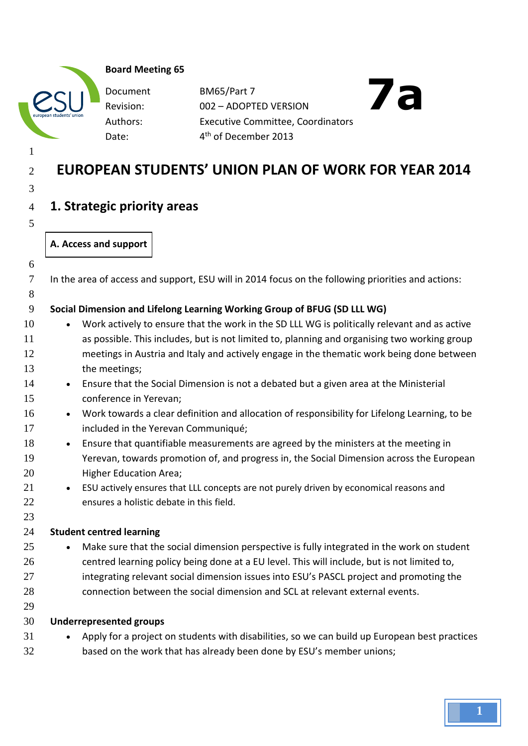**Board Meeting 65**

| | | |
|---|---|---|
| Document | BM65/Part 7 | **7a** |
| Revision: | 002 – ADOPTED VERSION | |
| Authors: | Executive Committee, Coordinators | |
| Date: | 4th of December 2013 | |

# EUROPEAN STUDENTS' UNION PLAN OF WORK FOR YEAR 2014

## 1. Strategic priority areas

### A. Access and support

In the area of access and support, ESU will in 2014 focus on the following priorities and actions:

**Social Dimension and Lifelong Learning Working Group of BFUG (SD LLL WG)**

- Work actively to ensure that the work in the SD LLL WG is politically relevant and as active as possible. This includes, but is not limited to, planning and organising two working group meetings in Austria and Italy and actively engage in the thematic work being done between the meetings;
- Ensure that the Social Dimension is not a debated but a given area at the Ministerial conference in Yerevan;
- Work towards a clear definition and allocation of responsibility for Lifelong Learning, to be included in the Yerevan Communiqué;
- Ensure that quantifiable measurements are agreed by the ministers at the meeting in Yerevan, towards promotion of, and progress in, the Social Dimension across the European Higher Education Area;
- ESU actively ensures that LLL concepts are not purely driven by economical reasons and ensures a holistic debate in this field.

**Student centred learning**

- Make sure that the social dimension perspective is fully integrated in the work on student centred learning policy being done at a EU level. This will include, but is not limited to, integrating relevant social dimension issues into ESU's PASCL project and promoting the connection between the social dimension and SCL at relevant external events.

**Underrepresented groups**

- Apply for a project on students with disabilities, so we can build up European best practices based on the work that has already been done by ESU's member unions;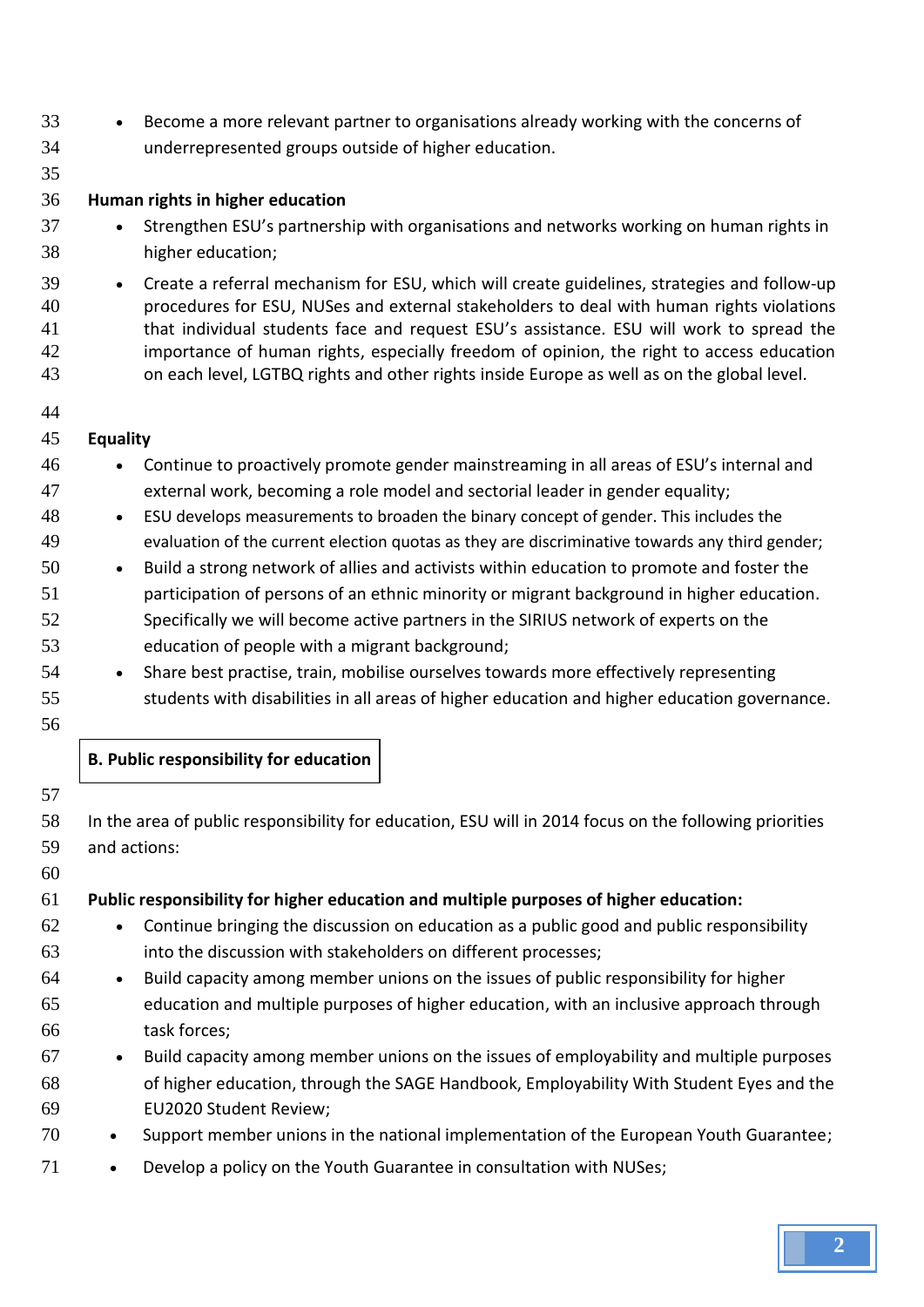- Become a more relevant partner to organisations already working with the concerns of underrepresented groups outside of higher education.

**Human rights in higher education**

- Strengthen ESU's partnership with organisations and networks working on human rights in higher education;
- Create a referral mechanism for ESU, which will create guidelines, strategies and follow-up procedures for ESU, NUSes and external stakeholders to deal with human rights violations that individual students face and request ESU's assistance. ESU will work to spread the importance of human rights, especially freedom of opinion, the right to access education on each level, LGTBQ rights and other rights inside Europe as well as on the global level.

**Equality**

- Continue to proactively promote gender mainstreaming in all areas of ESU's internal and external work, becoming a role model and sectorial leader in gender equality;
- ESU develops measurements to broaden the binary concept of gender. This includes the evaluation of the current election quotas as they are discriminative towards any third gender;
- Build a strong network of allies and activists within education to promote and foster the participation of persons of an ethnic minority or migrant background in higher education. Specifically we will become active partners in the SIRIUS network of experts on the education of people with a migrant background;
- Share best practise, train, mobilise ourselves towards more effectively representing students with disabilities in all areas of higher education and higher education governance.

## B. Public responsibility for education

In the area of public responsibility for education, ESU will in 2014 focus on the following priorities and actions:

**Public responsibility for higher education and multiple purposes of higher education:**

- Continue bringing the discussion on education as a public good and public responsibility into the discussion with stakeholders on different processes;
- Build capacity among member unions on the issues of public responsibility for higher education and multiple purposes of higher education, with an inclusive approach through task forces;
- Build capacity among member unions on the issues of employability and multiple purposes of higher education, through the SAGE Handbook, Employability With Student Eyes and the EU2020 Student Review;
- Support member unions in the national implementation of the European Youth Guarantee;
- Develop a policy on the Youth Guarantee in consultation with NUSes;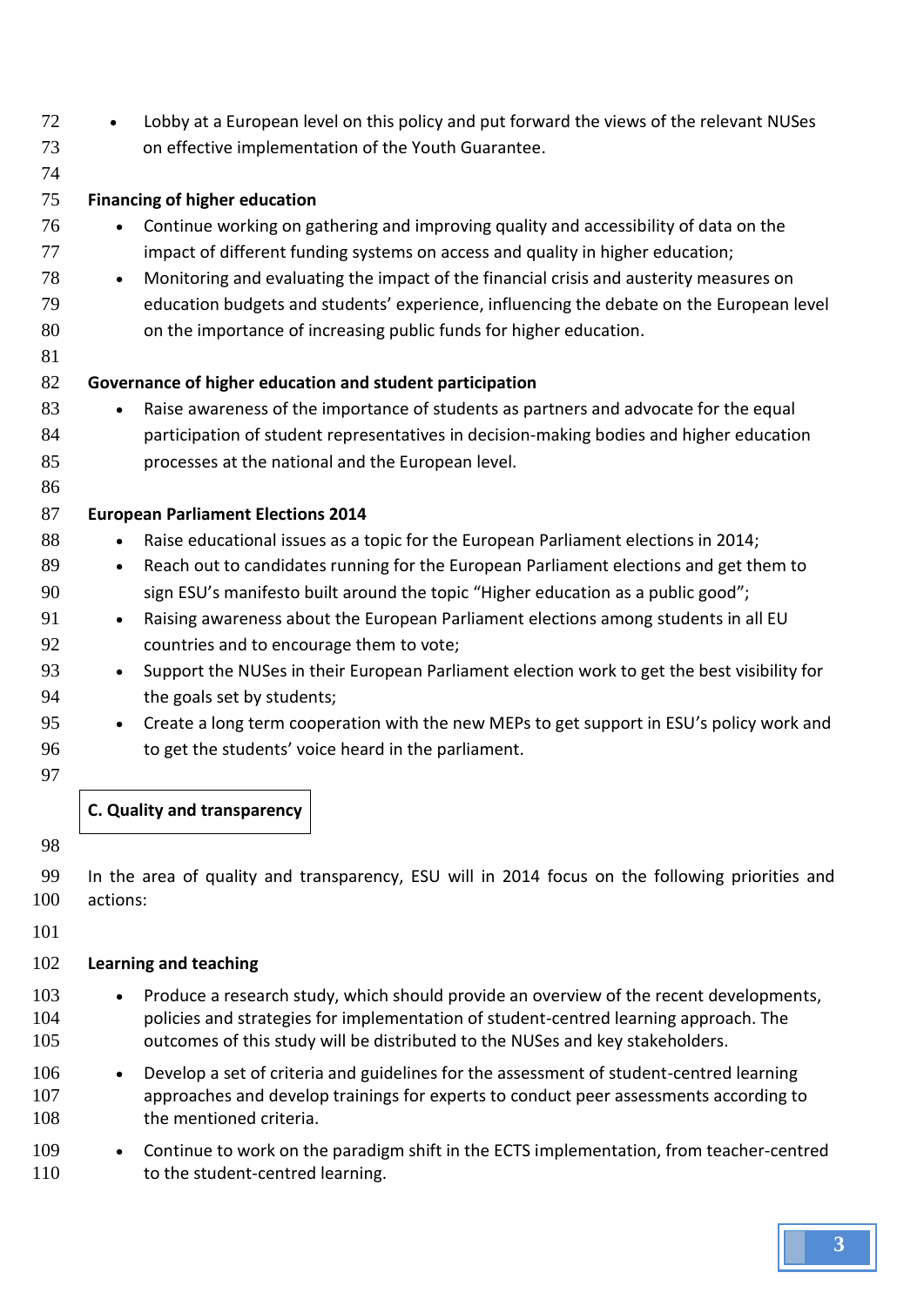- Lobby at a European level on this policy and put forward the views of the relevant NUSes on effective implementation of the Youth Guarantee.

**Financing of higher education**

- Continue working on gathering and improving quality and accessibility of data on the impact of different funding systems on access and quality in higher education;
- Monitoring and evaluating the impact of the financial crisis and austerity measures on education budgets and students' experience, influencing the debate on the European level on the importance of increasing public funds for higher education.

**Governance of higher education and student participation**

- Raise awareness of the importance of students as partners and advocate for the equal participation of student representatives in decision-making bodies and higher education processes at the national and the European level.

**European Parliament Elections 2014**

- Raise educational issues as a topic for the European Parliament elections in 2014;
- Reach out to candidates running for the European Parliament elections and get them to sign ESU's manifesto built around the topic "Higher education as a public good";
- Raising awareness about the European Parliament elections among students in all EU countries and to encourage them to vote;
- Support the NUSes in their European Parliament election work to get the best visibility for the goals set by students;
- Create a long term cooperation with the new MEPs to get support in ESU's policy work and to get the students' voice heard in the parliament.

## C. Quality and transparency

In the area of quality and transparency, ESU will in 2014 focus on the following priorities and actions:

**Learning and teaching**

- Produce a research study, which should provide an overview of the recent developments, policies and strategies for implementation of student-centred learning approach. The outcomes of this study will be distributed to the NUSes and key stakeholders.
- Develop a set of criteria and guidelines for the assessment of student-centred learning approaches and develop trainings for experts to conduct peer assessments according to the mentioned criteria.
- Continue to work on the paradigm shift in the ECTS implementation, from teacher-centred to the student-centred learning.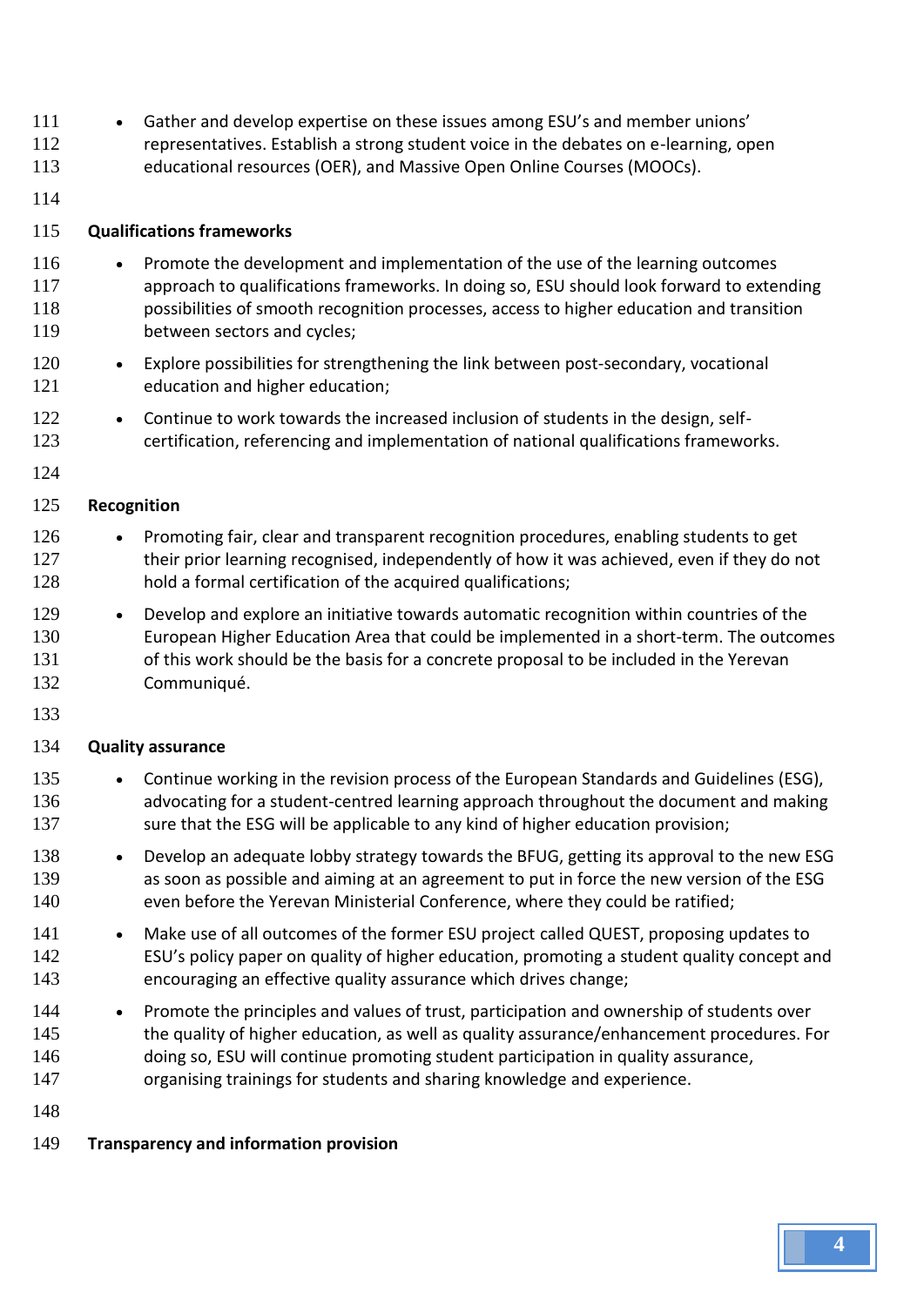- Gather and develop expertise on these issues among ESU's and member unions' representatives. Establish a strong student voice in the debates on e-learning, open educational resources (OER), and Massive Open Online Courses (MOOCs).

**Qualifications frameworks**

- Promote the development and implementation of the use of the learning outcomes approach to qualifications frameworks. In doing so, ESU should look forward to extending possibilities of smooth recognition processes, access to higher education and transition between sectors and cycles;
- Explore possibilities for strengthening the link between post-secondary, vocational education and higher education;
- Continue to work towards the increased inclusion of students in the design, self-certification, referencing and implementation of national qualifications frameworks.

**Recognition**

- Promoting fair, clear and transparent recognition procedures, enabling students to get their prior learning recognised, independently of how it was achieved, even if they do not hold a formal certification of the acquired qualifications;
- Develop and explore an initiative towards automatic recognition within countries of the European Higher Education Area that could be implemented in a short-term. The outcomes of this work should be the basis for a concrete proposal to be included in the Yerevan Communiqué.

**Quality assurance**

- Continue working in the revision process of the European Standards and Guidelines (ESG), advocating for a student-centred learning approach throughout the document and making sure that the ESG will be applicable to any kind of higher education provision;
- Develop an adequate lobby strategy towards the BFUG, getting its approval to the new ESG as soon as possible and aiming at an agreement to put in force the new version of the ESG even before the Yerevan Ministerial Conference, where they could be ratified;
- Make use of all outcomes of the former ESU project called QUEST, proposing updates to ESU's policy paper on quality of higher education, promoting a student quality concept and encouraging an effective quality assurance which drives change;
- Promote the principles and values of trust, participation and ownership of students over the quality of higher education, as well as quality assurance/enhancement procedures. For doing so, ESU will continue promoting student participation in quality assurance, organising trainings for students and sharing knowledge and experience.

**Transparency and information provision**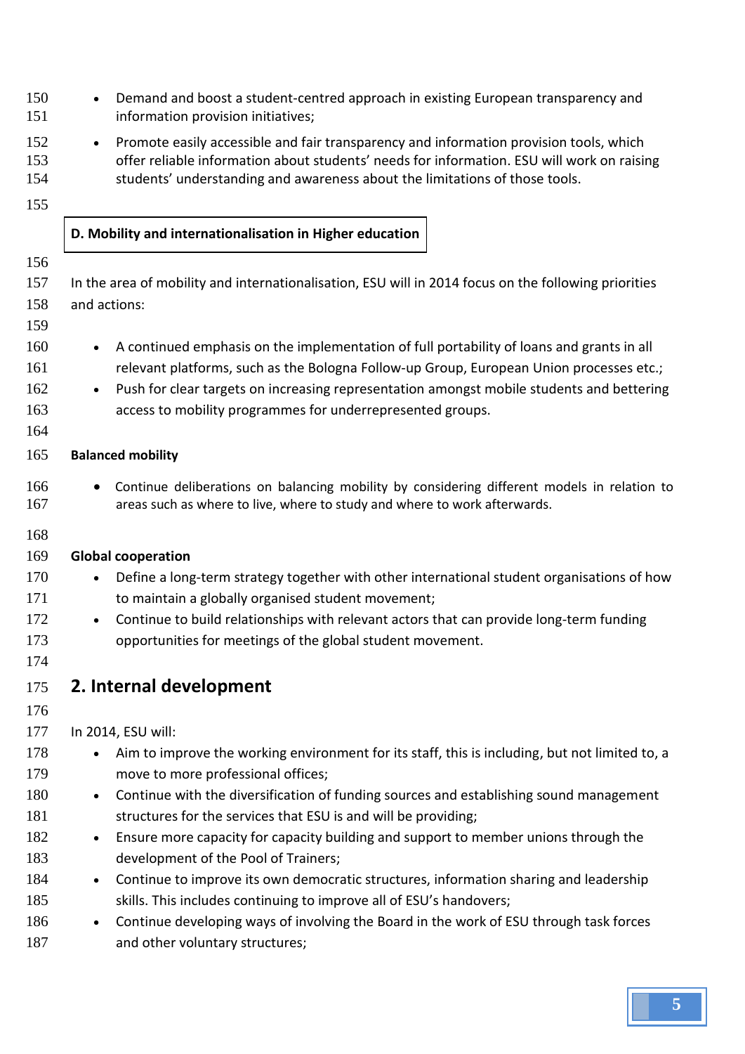- Demand and boost a student-centred approach in existing European transparency and information provision initiatives;
- Promote easily accessible and fair transparency and information provision tools, which offer reliable information about students' needs for information. ESU will work on raising students' understanding and awareness about the limitations of those tools.

### D. Mobility and internationalisation in Higher education

In the area of mobility and internationalisation, ESU will in 2014 focus on the following priorities and actions:

- A continued emphasis on the implementation of full portability of loans and grants in all relevant platforms, such as the Bologna Follow-up Group, European Union processes etc.;
- Push for clear targets on increasing representation amongst mobile students and bettering access to mobility programmes for underrepresented groups.

**Balanced mobility**

- Continue deliberations on balancing mobility by considering different models in relation to areas such as where to live, where to study and where to work afterwards.

**Global cooperation**

- Define a long-term strategy together with other international student organisations of how to maintain a globally organised student movement;
- Continue to build relationships with relevant actors that can provide long-term funding opportunities for meetings of the global student movement.

## 2. Internal development

In 2014, ESU will:

- Aim to improve the working environment for its staff, this is including, but not limited to, a move to more professional offices;
- Continue with the diversification of funding sources and establishing sound management structures for the services that ESU is and will be providing;
- Ensure more capacity for capacity building and support to member unions through the development of the Pool of Trainers;
- Continue to improve its own democratic structures, information sharing and leadership skills. This includes continuing to improve all of ESU's handovers;
- Continue developing ways of involving the Board in the work of ESU through task forces and other voluntary structures;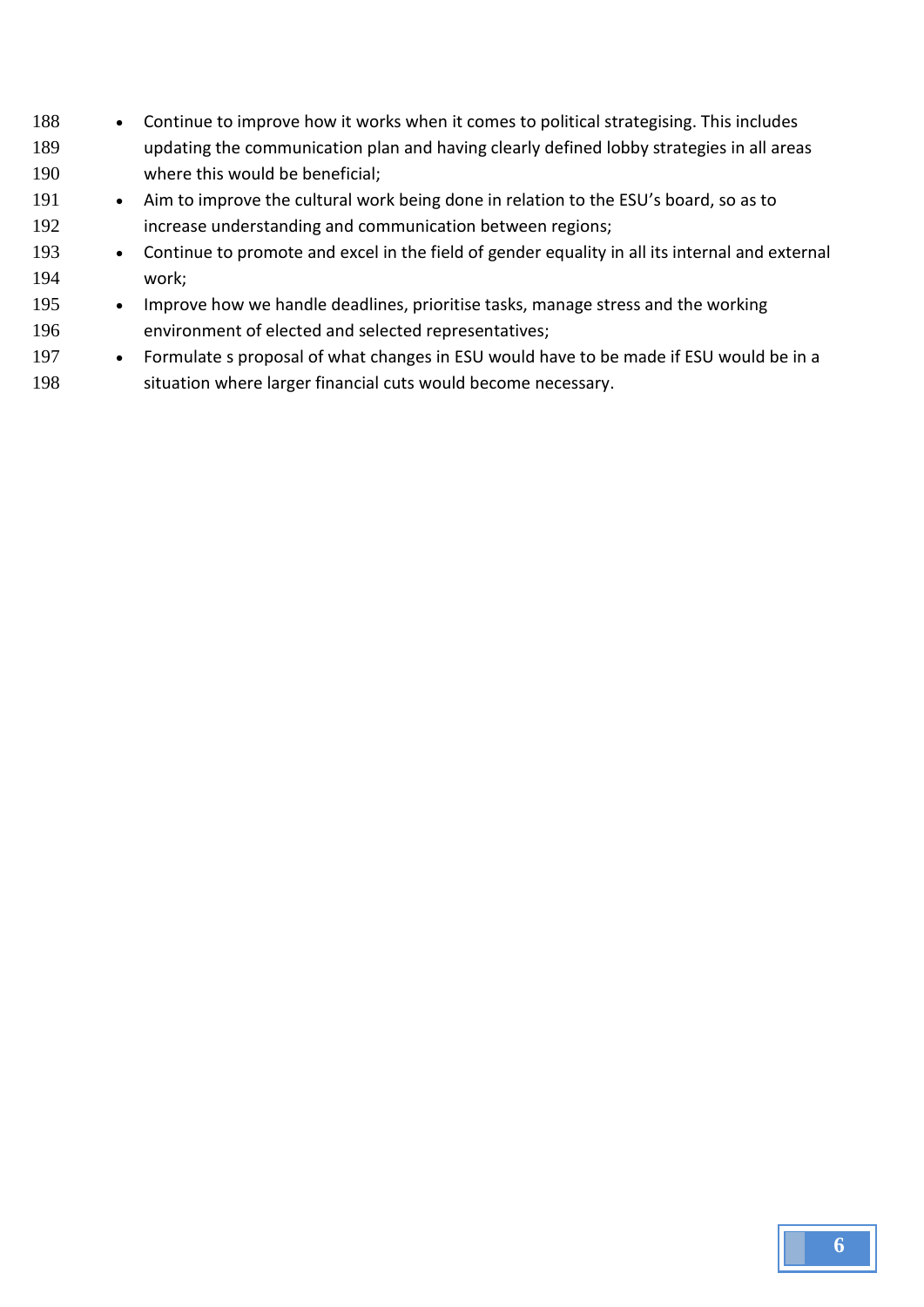- Continue to improve how it works when it comes to political strategising. This includes updating the communication plan and having clearly defined lobby strategies in all areas where this would be beneficial;
- Aim to improve the cultural work being done in relation to the ESU's board, so as to increase understanding and communication between regions;
- Continue to promote and excel in the field of gender equality in all its internal and external work;
- Improve how we handle deadlines, prioritise tasks, manage stress and the working environment of elected and selected representatives;
- Formulate s proposal of what changes in ESU would have to be made if ESU would be in a situation where larger financial cuts would become necessary.